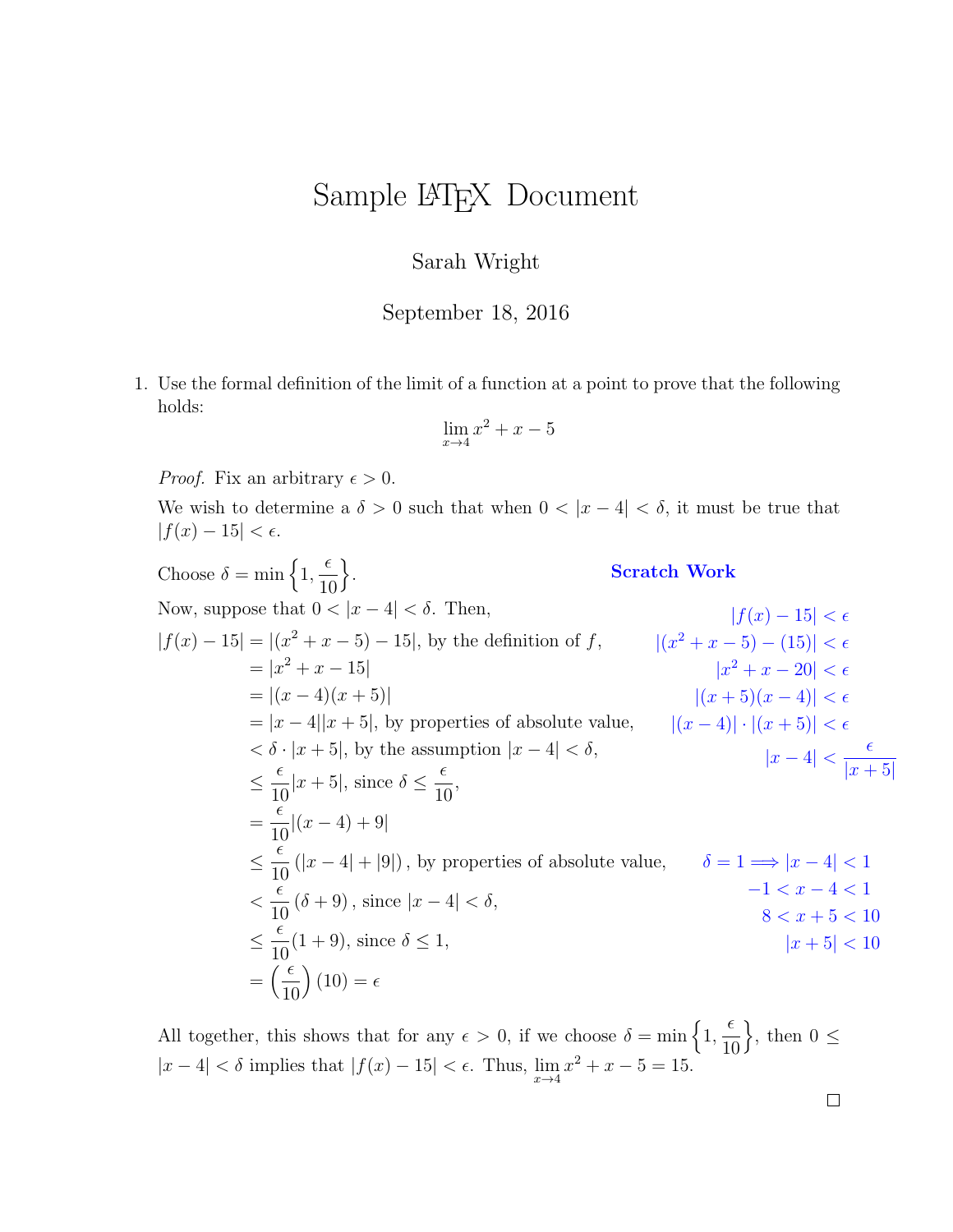# Sample LaTeX Document

Sarah Wright

September 18, 2016

1. Use the formal definition of the limit of a function at a point to prove that the following holds:

$$\lim_{x\to 4} x^2 + x - 5$$

*Proof.* Fix an arbitrary $\epsilon > 0$.

We wish to determine a $\delta > 0$ such that when $0 < |x-4| < \delta$, it must be true that $|f(x) - 15| < \epsilon$.

Choose $\delta = \min\left\{1, \dfrac{\epsilon}{10}\right\}$.

Now, suppose that $0 < |x-4| < \delta$. Then,

$$\begin{aligned}
|f(x) - 15| &= |(x^2 + x - 5) - 15|, \text{ by the definition of } f,\\
&= |x^2 + x - 15|\\
&= |(x-4)(x+5)|\\
&= |x-4||x+5|, \text{ by properties of absolute value,}\\
&< \delta \cdot |x+5|, \text{ by the assumption } |x-4| < \delta,\\
&\le \frac{\epsilon}{10}|x+5|, \text{ since } \delta \le \frac{\epsilon}{10},\\
&= \frac{\epsilon}{10}|(x-4)+9|\\
&\le \frac{\epsilon}{10}\left(|x-4| + |9|\right), \text{ by properties of absolute value,}\\
&< \frac{\epsilon}{10}\left(\delta + 9\right), \text{ since } |x-4| < \delta,\\
&\le \frac{\epsilon}{10}(1+9), \text{ since } \delta \le 1,\\
&= \left(\frac{\epsilon}{10}\right)(10) = \epsilon
\end{aligned}$$

**Scratch Work**

$$\begin{aligned}
|f(x) - 15| &< \epsilon\\
|(x^2 + x - 5) - (15)| &< \epsilon\\
|x^2 + x - 20| &< \epsilon\\
|(x+5)(x-4)| &< \epsilon\\
|(x-4)| \cdot |(x+5)| &< \epsilon\\
|x-4| &< \frac{\epsilon}{|x+5|}
\end{aligned}$$

$$\begin{aligned}
\delta = 1 \implies |x-4| &< 1\\
-1 < x - 4 &< 1\\
8 < x + 5 &< 10\\
|x+5| &< 10
\end{aligned}$$

All together, this shows that for any $\epsilon > 0$, if we choose $\delta = \min\left\{1, \dfrac{\epsilon}{10}\right\}$, then $0 \le |x-4| < \delta$ implies that $|f(x) - 15| < \epsilon$. Thus, $\lim_{x\to 4} x^2 + x - 5 = 15$.

□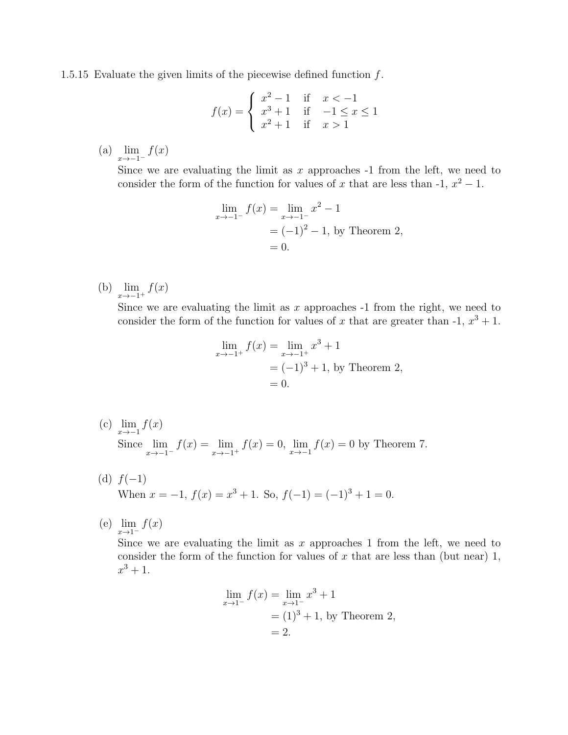1.5.15 Evaluate the given limits of the piecewise defined function $f$.

$$f(x) = \begin{cases} x^2 - 1 & \text{if} \quad x < -1 \\ x^3 + 1 & \text{if} \quad -1 \leq x \leq 1 \\ x^2 + 1 & \text{if} \quad x > 1 \end{cases}$$

(a) $\lim_{x \to -1^-} f(x)$

Since we are evaluating the limit as $x$ approaches -1 from the left, we need to consider the form of the function for values of $x$ that are less than -1, $x^2 - 1$.

$$\begin{aligned} \lim_{x \to -1^-} f(x) &= \lim_{x \to -1^-} x^2 - 1 \\ &= (-1)^2 - 1, \text{ by Theorem 2,} \\ &= 0. \end{aligned}$$

(b) $\lim_{x \to -1^+} f(x)$

Since we are evaluating the limit as $x$ approaches -1 from the right, we need to consider the form of the function for values of $x$ that are greater than -1, $x^3 + 1$.

$$\begin{aligned} \lim_{x \to -1^+} f(x) &= \lim_{x \to -1^+} x^3 + 1 \\ &= (-1)^3 + 1, \text{ by Theorem 2,} \\ &= 0. \end{aligned}$$

(c) $\lim_{x \to -1} f(x)$

Since $\lim_{x \to -1^-} f(x) = \lim_{x \to -1^+} f(x) = 0$, $\lim_{x \to -1} f(x) = 0$ by Theorem 7.

(d) $f(-1)$

When $x = -1$, $f(x) = x^3 + 1$. So, $f(-1) = (-1)^3 + 1 = 0$.

(e) $\lim_{x \to 1^-} f(x)$

Since we are evaluating the limit as $x$ approaches 1 from the left, we need to consider the form of the function for values of $x$ that are less than (but near) 1, $x^3 + 1$.

$$\begin{aligned} \lim_{x \to 1^-} f(x) &= \lim_{x \to 1^-} x^3 + 1 \\ &= (1)^3 + 1, \text{ by Theorem 2,} \\ &= 2. \end{aligned}$$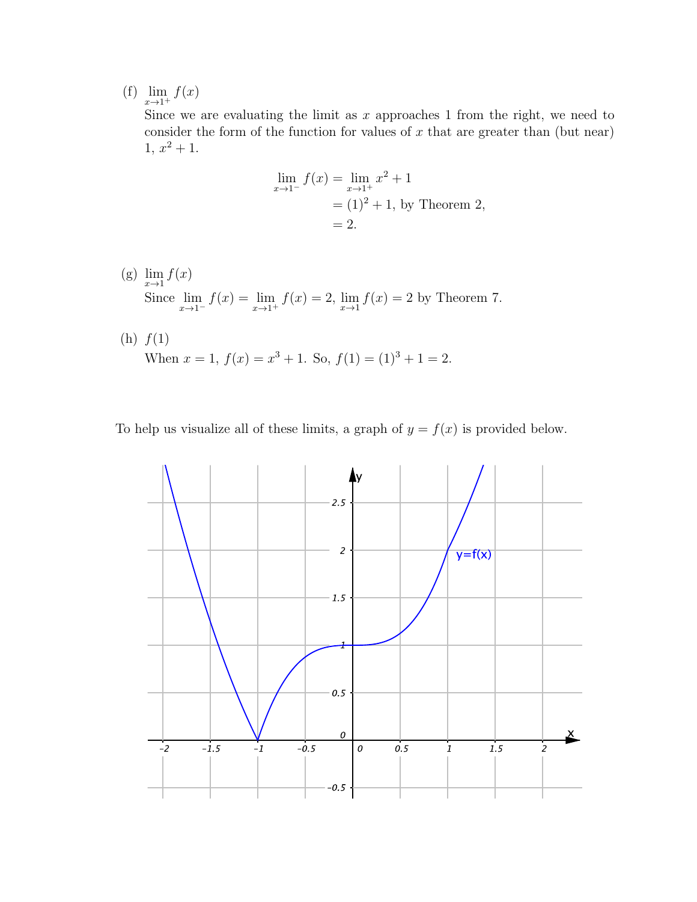(f) $\lim_{x \to 1^+} f(x)$

Since we are evaluating the limit as $x$ approaches 1 from the right, we need to consider the form of the function for values of $x$ that are greater than (but near) 1, $x^2 + 1$.

$$\begin{aligned}
\lim_{x \to 1^-} f(x) &= \lim_{x \to 1^+} x^2 + 1 \\
&= (1)^2 + 1, \text{ by Theorem 2,} \\
&= 2.
\end{aligned}$$

(g) $\lim_{x \to 1} f(x)$

Since $\lim_{x \to 1^-} f(x) = \lim_{x \to 1^+} f(x) = 2$, $\lim_{x \to 1} f(x) = 2$ by Theorem 7.

(h) $f(1)$

When $x = 1$, $f(x) = x^3 + 1$. So, $f(1) = (1)^3 + 1 = 2$.

To help us visualize all of these limits, a graph of $y = f(x)$ is provided below.

y

x

y=f(x)

2.5
2
1.5
1
0.5
0
-0.5

-2
-1.5
-1
-0.5
0
0.5
1
1.5
2